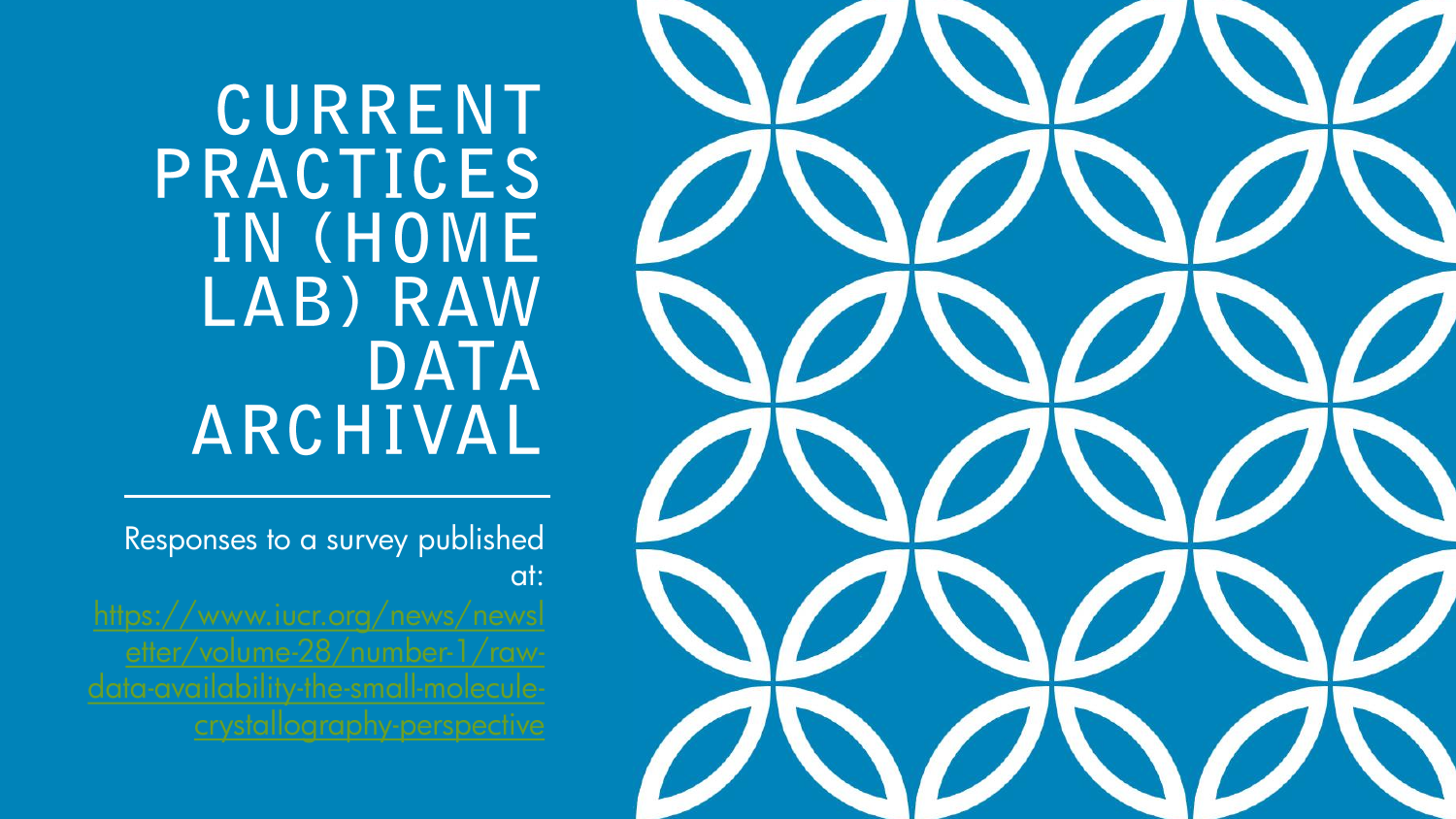# CURRENT PRACTICES IN (HOME LAB) RAW DATA ARCHIVAL

Responses to a survey published at: https://www.iucr.org/news/newsletter/volume-28/number-1/raw-data-availability-the-small-molecule-crystallography-perspective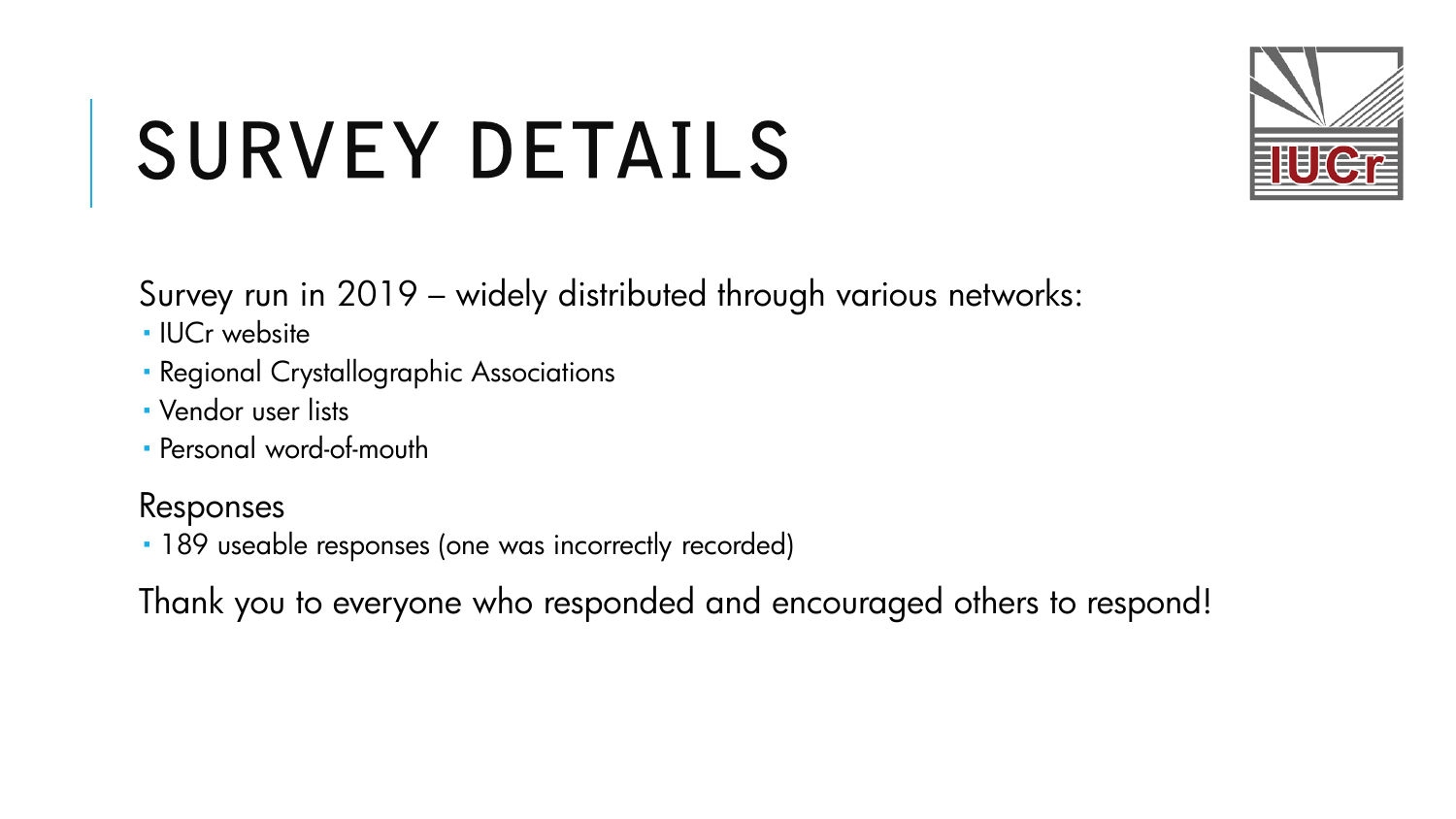# SURVEY DETAILS

Survey run in 2019 – widely distributed through various networks:

- IUCr website
- Regional Crystallographic Associations
- Vendor user lists
- Personal word-of-mouth

Responses

- 189 useable responses (one was incorrectly recorded)

Thank you to everyone who responded and encouraged others to respond!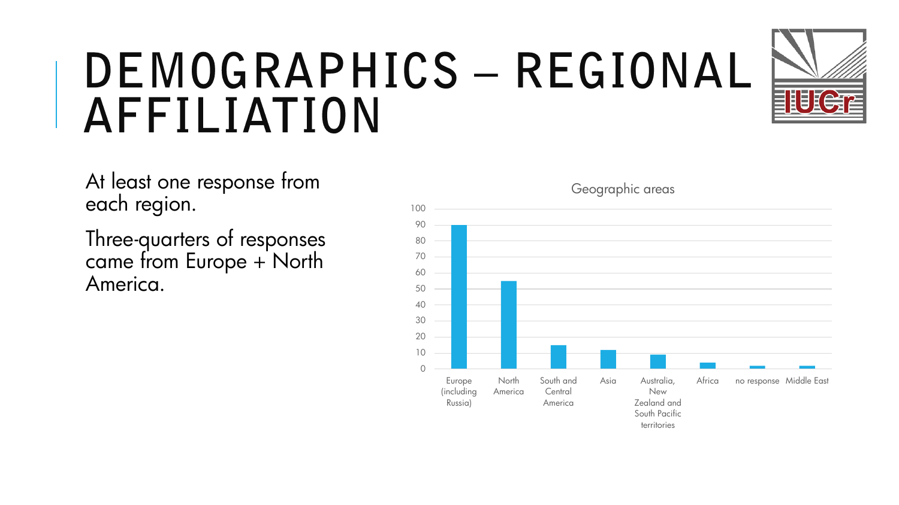# DEMOGRAPHICS – REGIONAL AFFILIATION

At least one response from each region.

Three-quarters of responses came from Europe + North America.

**Geographic areas**

| Region | Responses (approx.) |
|---|---|
| Europe (including Russia) | 90 |
| North America | 55 |
| South and Central America | 15 |
| Asia | 12 |
| Australia, New Zealand and South Pacific territories | 9 |
| Africa | 4 |
| no response | 2 |
| Middle East | 2 |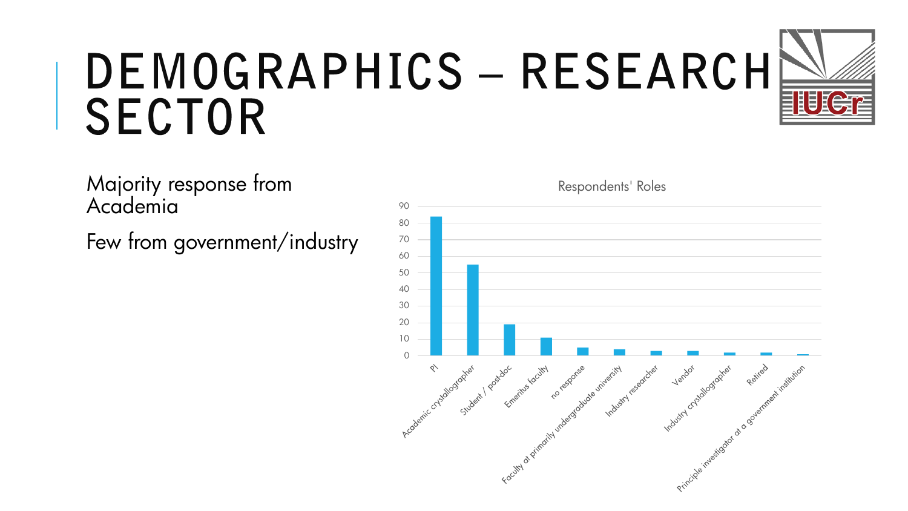# DEMOGRAPHICS – RESEARCH SECTOR

Majority response from Academia

Few from government/industry

**Respondents' Roles**

| Role | Count |
|---|---|
| PI | 84 |
| Academic crystallographer | 55 |
| Student / post-doc | 19 |
| Emeritus faculty | 11 |
| no response | 5 |
| Faculty at primarily undergraduate university | 4 |
| Industry researcher | 3 |
| Vendor | 3 |
| Industry crystallographer | 2 |
| Retired | 2 |
| Principle investigator at a government institution | 1 |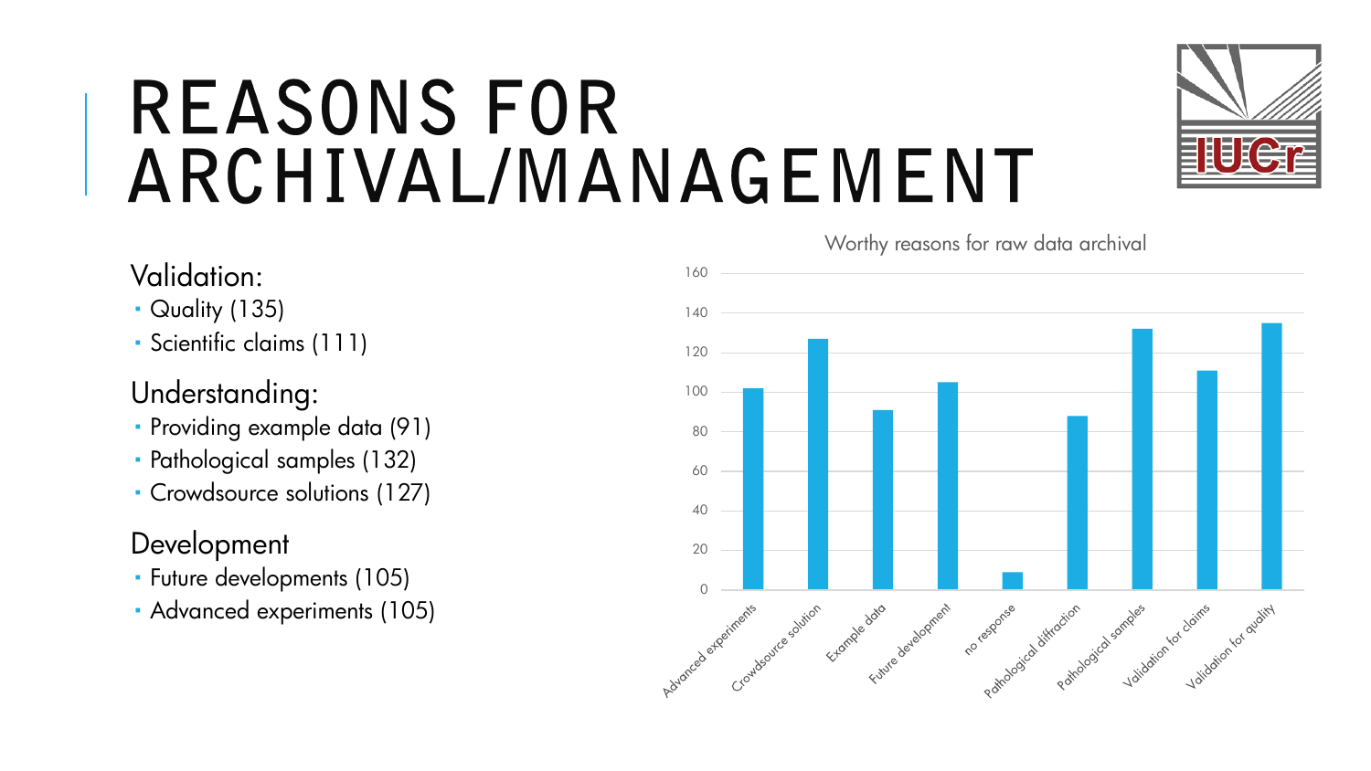# REASONS FOR ARCHIVAL/MANAGEMENT

Validation:

- Quality (135)
- Scientific claims (111)

Understanding:

- Providing example data (91)
- Pathological samples (132)
- Crowdsource solutions (127)

Development

- Future developments (105)
- Advanced experiments (105)

Worthy reasons for raw data archival

160, 140, 120, 100, 80, 60, 40, 20, 0

Advanced experiments, Crowdsource solution, Example data, Future development, no response, Pathological diffraction, Pathological samples, Validation for claims, Validation for quality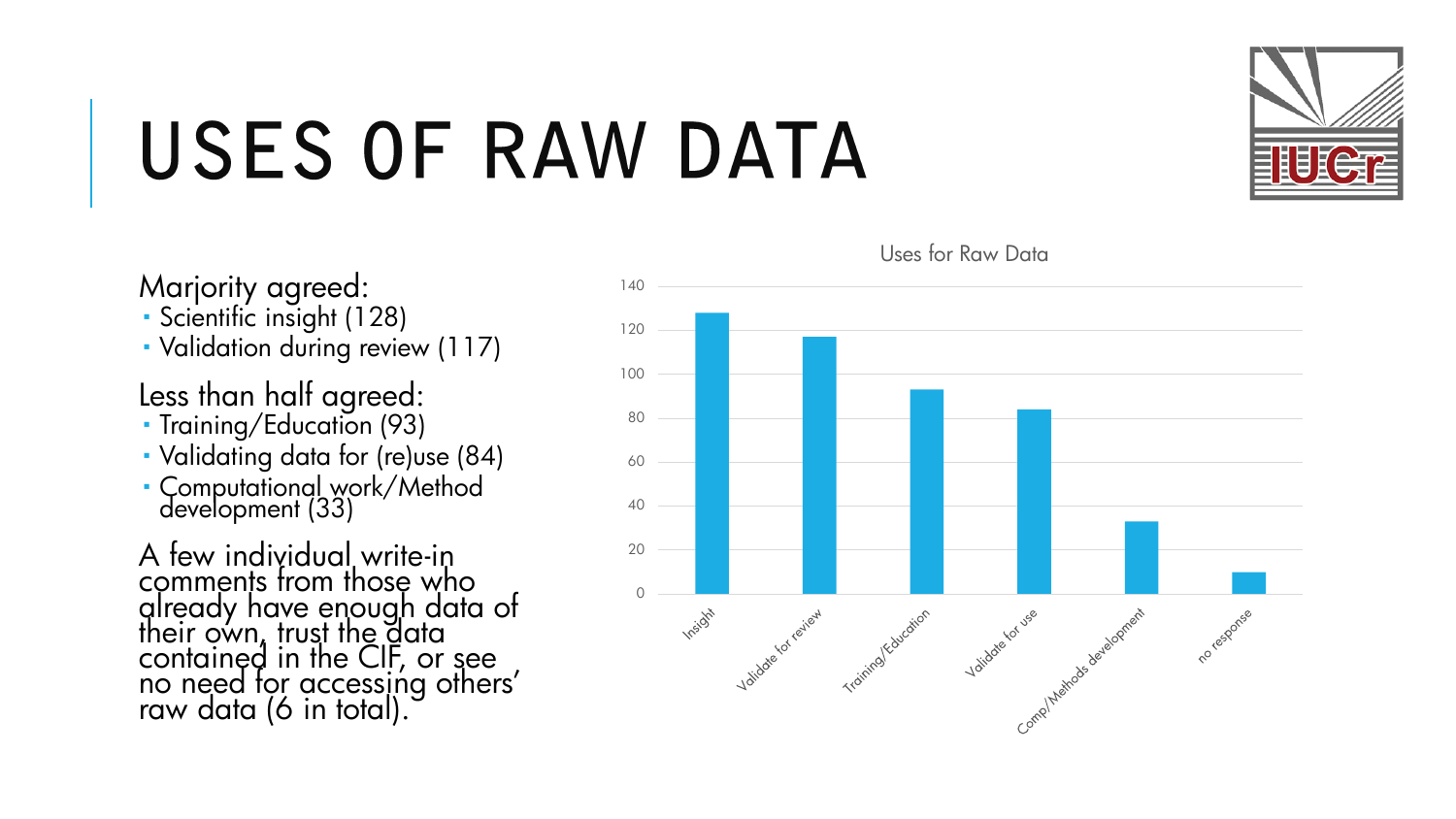# USES OF RAW DATA

Marjority agreed:

- Scientific insight (128)
- Validation during review (117)

Less than half agreed:

- Training/Education (93)
- Validating data for (re)use (84)
- Computational work/Method development (33)

A few individual write-in comments from those who already have enough data of their own, trust the data contained in the CIF, or see no need for accessing others' raw data (6 in total).

Uses for Raw Data

| Category | Count |
|---|---|
| Insight | 128 |
| Validate for review | 117 |
| Training/Education | 93 |
| Validate for use | 84 |
| Comp/Methods development | 33 |
| no response | 10 |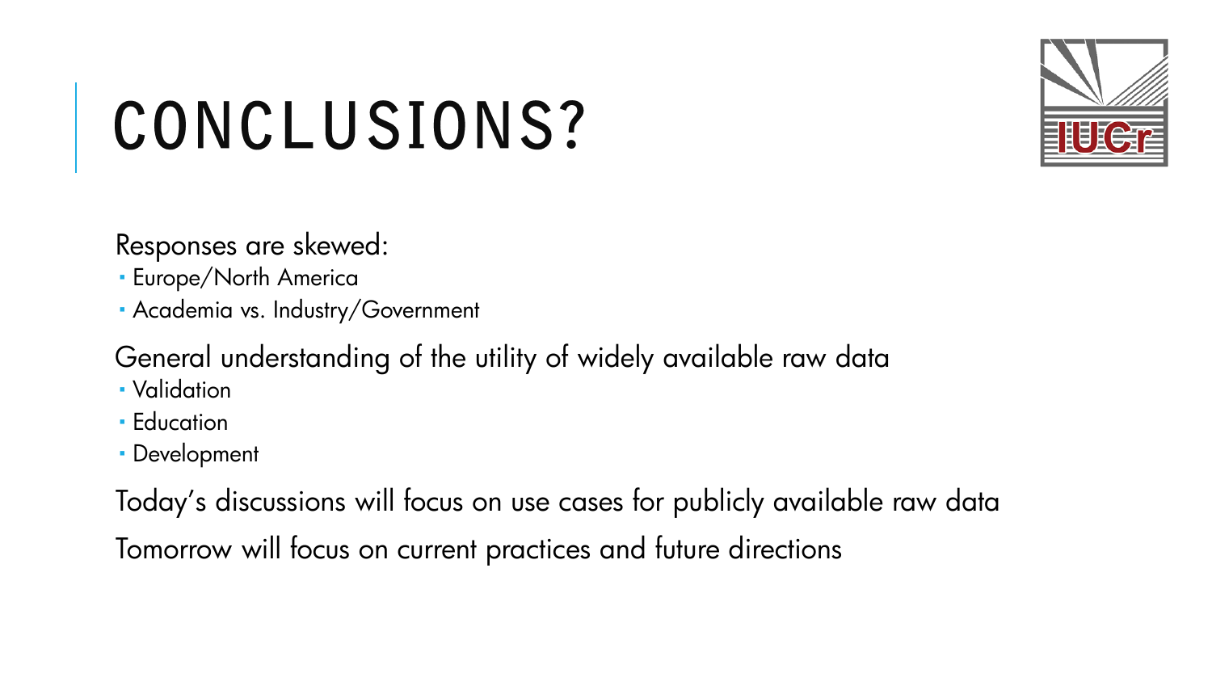# CONCLUSIONS?

Responses are skewed:

- Europe/North America
- Academia vs. Industry/Government

General understanding of the utility of widely available raw data

- Validation
- Education
- Development

Today's discussions will focus on use cases for publicly available raw data

Tomorrow will focus on current practices and future directions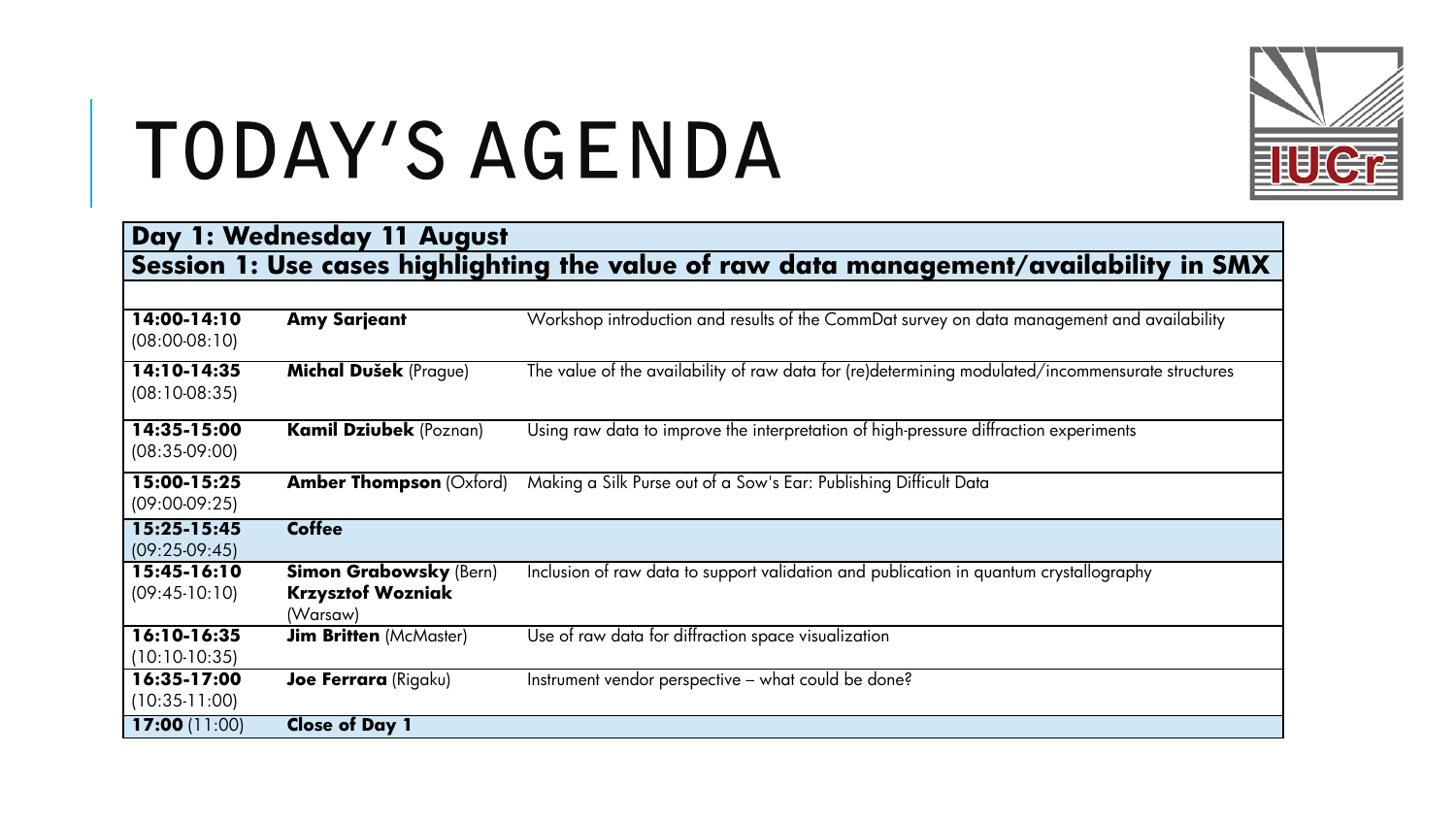# TODAY'S AGENDA

| **Day 1: Wednesday 11 August** | | |
|---|---|---|
| **Session 1: Use cases highlighting the value of raw data management/availability in SMX** | | |
| | | |
| **14:00-14:10** (08:00-08:10) | **Amy Sarjeant** | Workshop introduction and results of the CommDat survey on data management and availability |
| **14:10-14:35** (08:10-08:35) | **Michal Dušek** (Prague) | The value of the availability of raw data for (re)determining modulated/incommensurate structures |
| **14:35-15:00** (08:35-09:00) | **Kamil Dziubek** (Poznan) | Using raw data to improve the interpretation of high-pressure diffraction experiments |
| **15:00-15:25** (09:00-09:25) | **Amber Thompson** (Oxford) | Making a Silk Purse out of a Sow's Ear: Publishing Difficult Data |
| **15:25-15:45** (09:25-09:45) | **Coffee** | |
| **15:45-16:10** (09:45-10:10) | **Simon Grabowsky** (Bern) **Krzysztof Wozniak** (Warsaw) | Inclusion of raw data to support validation and publication in quantum crystallography |
| **16:10-16:35** (10:10-10:35) | **Jim Britten** (McMaster) | Use of raw data for diffraction space visualization |
| **16:35-17:00** (10:35-11:00) | **Joe Ferrara** (Rigaku) | Instrument vendor perspective – what could be done? |
| **17:00** (11:00) | **Close of Day 1** | |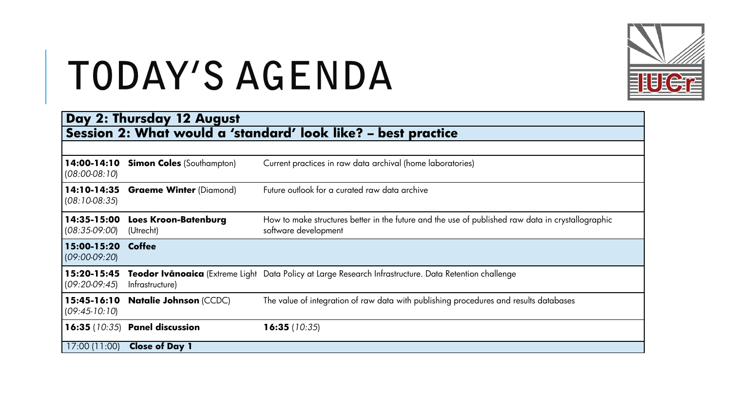# TODAY'S AGENDA

| | | |
|---|---|---|
| **Day 2: Thursday 12 August** | | |
| **Session 2: What would a 'standard' look like? – best practice** | | |
| | | |
| **14:00-14:10** (*08:00-08:10*) | **Simon Coles** (Southampton) | Current practices in raw data archival (home laboratories) |
| **14:10-14:35** (*08:10-08:35*) | **Graeme Winter** (Diamond) | Future outlook for a curated raw data archive |
| **14:35-15:00** (*08:35-09:00*) | **Loes Kroon-Batenburg** (Utrecht) | How to make structures better in the future and the use of published raw data in crystallographic software development |
| **15:00-15:20** (*09:00-09:20*) | **Coffee** | |
| **15:20-15:45** (*09:20-09:45*) | **Teodor Ivănoaica** (Extreme Light Infrastructure) | Data Policy at Large Research Infrastructure. Data Retention challenge |
| **15:45-16:10** (*09:45-10:10*) | **Natalie Johnson** (CCDC) | The value of integration of raw data with publishing procedures and results databases |
| **16:35** (*10:35*) | **Panel discussion** | **16:35** (*10:35*) |
| 17:00 (11:00) | **Close of Day 1** | |